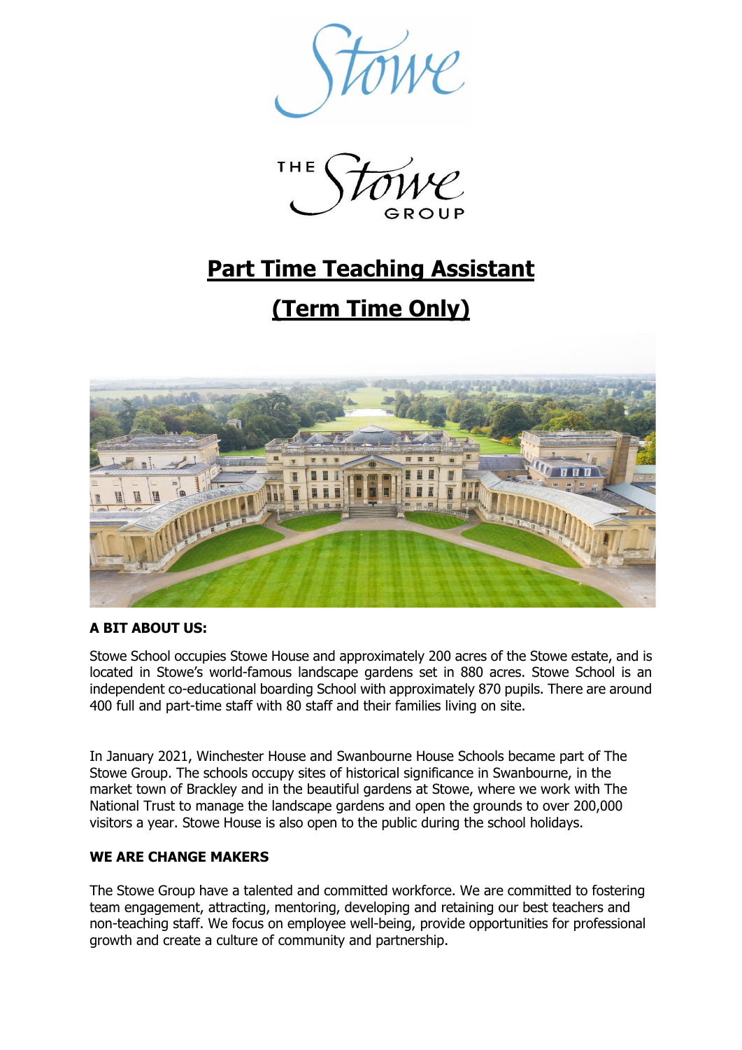# Part Time Teaching Assistant

# (Term Time Only)

**A BIT ABOUT US:**

Stowe School occupies Stowe House and approximately 200 acres of the Stowe estate, and is located in Stowe's world-famous landscape gardens set in 880 acres. Stowe School is an independent co-educational boarding School with approximately 870 pupils. There are around 400 full and part-time staff with 80 staff and their families living on site.

In January 2021, Winchester House and Swanbourne House Schools became part of The Stowe Group. The schools occupy sites of historical significance in Swanbourne, in the market town of Brackley and in the beautiful gardens at Stowe, where we work with The National Trust to manage the landscape gardens and open the grounds to over 200,000 visitors a year. Stowe House is also open to the public during the school holidays.

**WE ARE CHANGE MAKERS**

The Stowe Group have a talented and committed workforce. We are committed to fostering team engagement, attracting, mentoring, developing and retaining our best teachers and non-teaching staff. We focus on employee well-being, provide opportunities for professional growth and create a culture of community and partnership.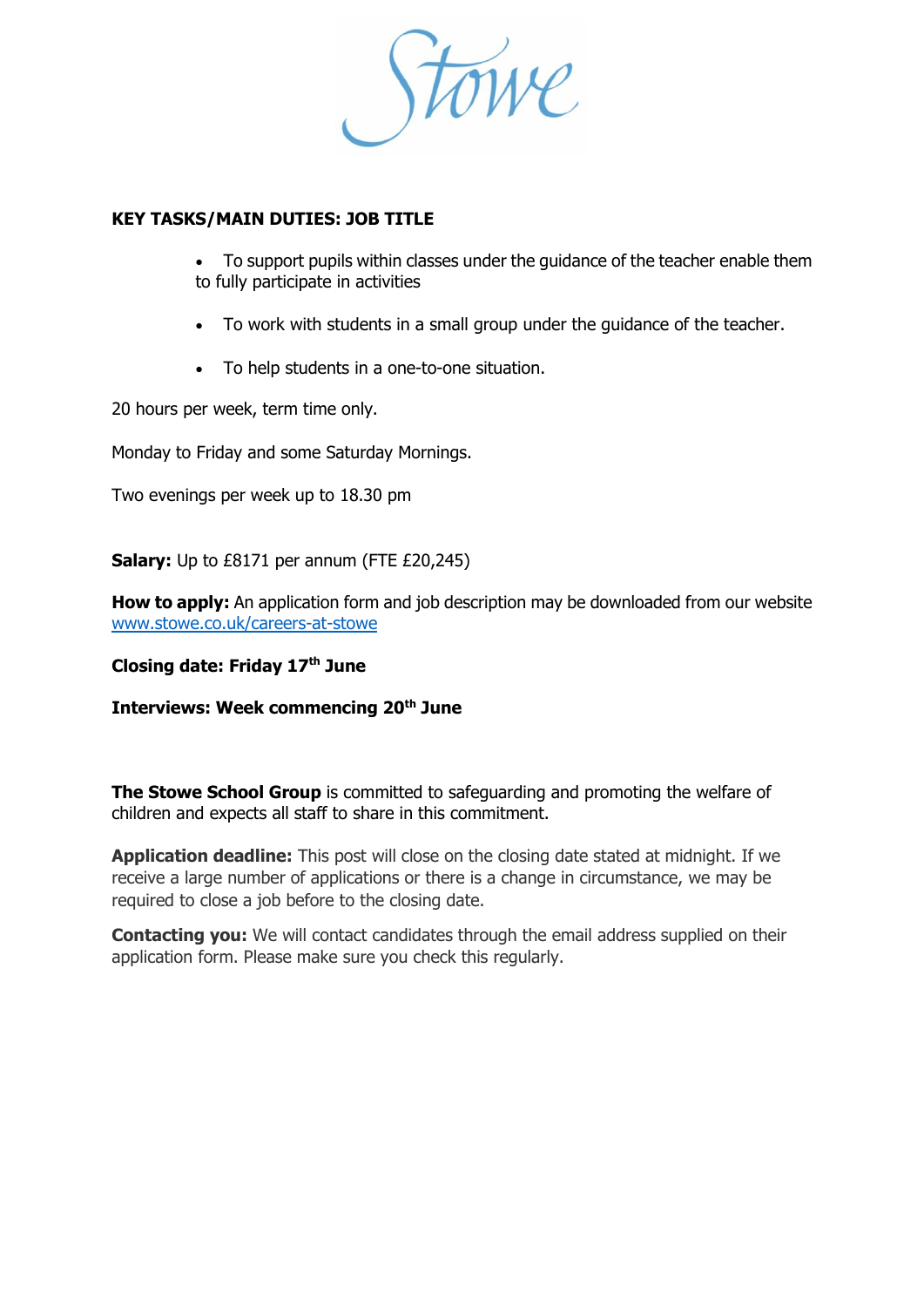Stowe

**KEY TASKS/MAIN DUTIES: JOB TITLE**

- To support pupils within classes under the guidance of the teacher enable them to fully participate in activities
- To work with students in a small group under the guidance of the teacher.
- To help students in a one-to-one situation.

20 hours per week, term time only.

Monday to Friday and some Saturday Mornings.

Two evenings per week up to 18.30 pm

**Salary:** Up to £8171 per annum (FTE £20,245)

**How to apply:** An application form and job description may be downloaded from our website www.stowe.co.uk/careers-at-stowe

**Closing date: Friday 17th June**

**Interviews: Week commencing 20th June**

**The Stowe School Group** is committed to safeguarding and promoting the welfare of children and expects all staff to share in this commitment.

**Application deadline:** This post will close on the closing date stated at midnight. If we receive a large number of applications or there is a change in circumstance, we may be required to close a job before to the closing date.

**Contacting you:** We will contact candidates through the email address supplied on their application form. Please make sure you check this regularly.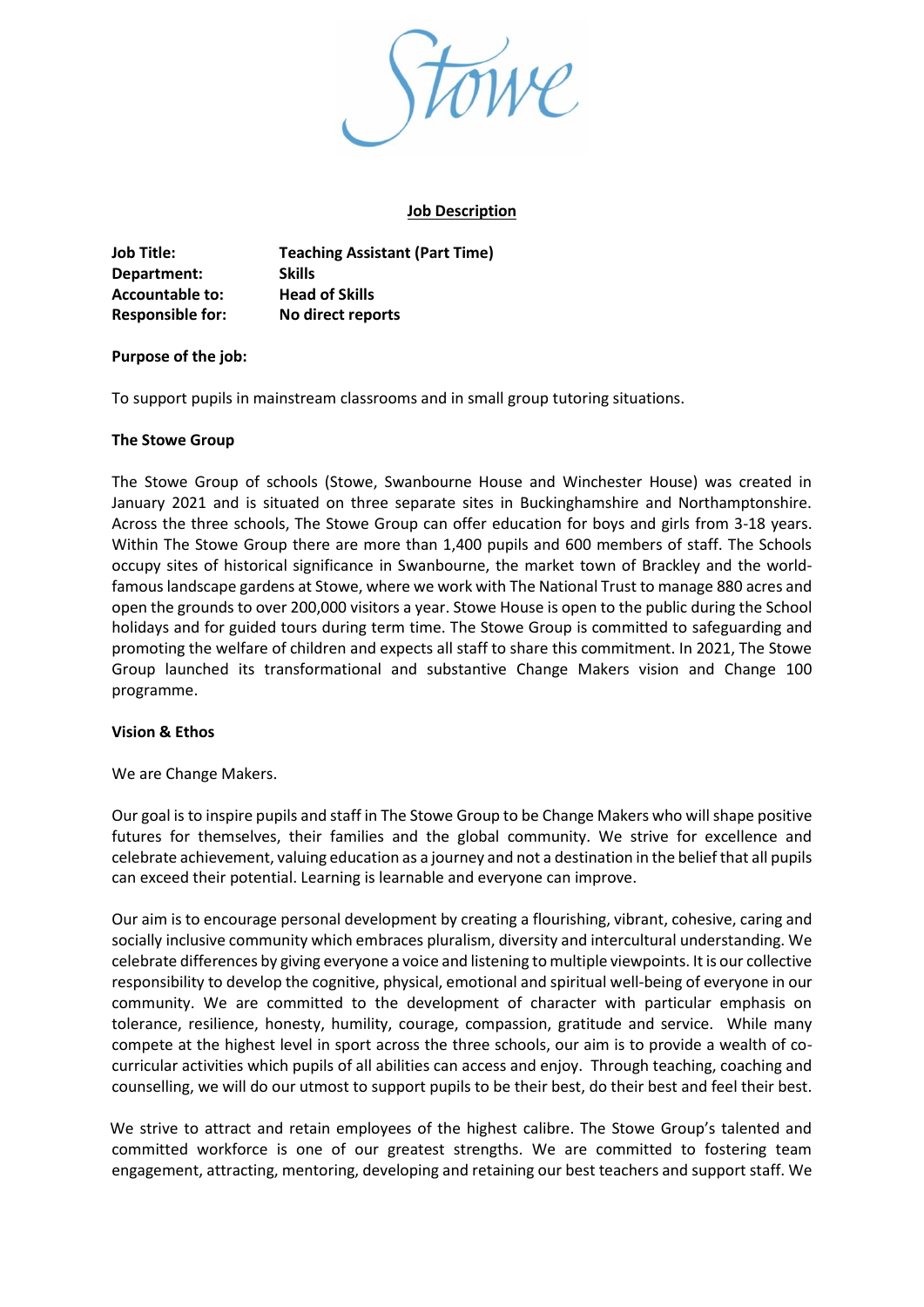Stowe

**Job Description**

**Job Title:** **Teaching Assistant (Part Time)**
**Department:** **Skills**
**Accountable to:** **Head of Skills**
**Responsible for:** **No direct reports**

**Purpose of the job:**

To support pupils in mainstream classrooms and in small group tutoring situations.

**The Stowe Group**

The Stowe Group of schools (Stowe, Swanbourne House and Winchester House) was created in January 2021 and is situated on three separate sites in Buckinghamshire and Northamptonshire. Across the three schools, The Stowe Group can offer education for boys and girls from 3-18 years. Within The Stowe Group there are more than 1,400 pupils and 600 members of staff. The Schools occupy sites of historical significance in Swanbourne, the market town of Brackley and the world-famous landscape gardens at Stowe, where we work with The National Trust to manage 880 acres and open the grounds to over 200,000 visitors a year. Stowe House is open to the public during the School holidays and for guided tours during term time. The Stowe Group is committed to safeguarding and promoting the welfare of children and expects all staff to share this commitment. In 2021, The Stowe Group launched its transformational and substantive Change Makers vision and Change 100 programme.

**Vision & Ethos**

We are Change Makers.

Our goal is to inspire pupils and staff in The Stowe Group to be Change Makers who will shape positive futures for themselves, their families and the global community. We strive for excellence and celebrate achievement, valuing education as a journey and not a destination in the belief that all pupils can exceed their potential. Learning is learnable and everyone can improve.

Our aim is to encourage personal development by creating a flourishing, vibrant, cohesive, caring and socially inclusive community which embraces pluralism, diversity and intercultural understanding. We celebrate differences by giving everyone a voice and listening to multiple viewpoints. It is our collective responsibility to develop the cognitive, physical, emotional and spiritual well-being of everyone in our community. We are committed to the development of character with particular emphasis on tolerance, resilience, honesty, humility, courage, compassion, gratitude and service. While many compete at the highest level in sport across the three schools, our aim is to provide a wealth of co-curricular activities which pupils of all abilities can access and enjoy. Through teaching, coaching and counselling, we will do our utmost to support pupils to be their best, do their best and feel their best.

We strive to attract and retain employees of the highest calibre. The Stowe Group's talented and committed workforce is one of our greatest strengths. We are committed to fostering team engagement, attracting, mentoring, developing and retaining our best teachers and support staff. We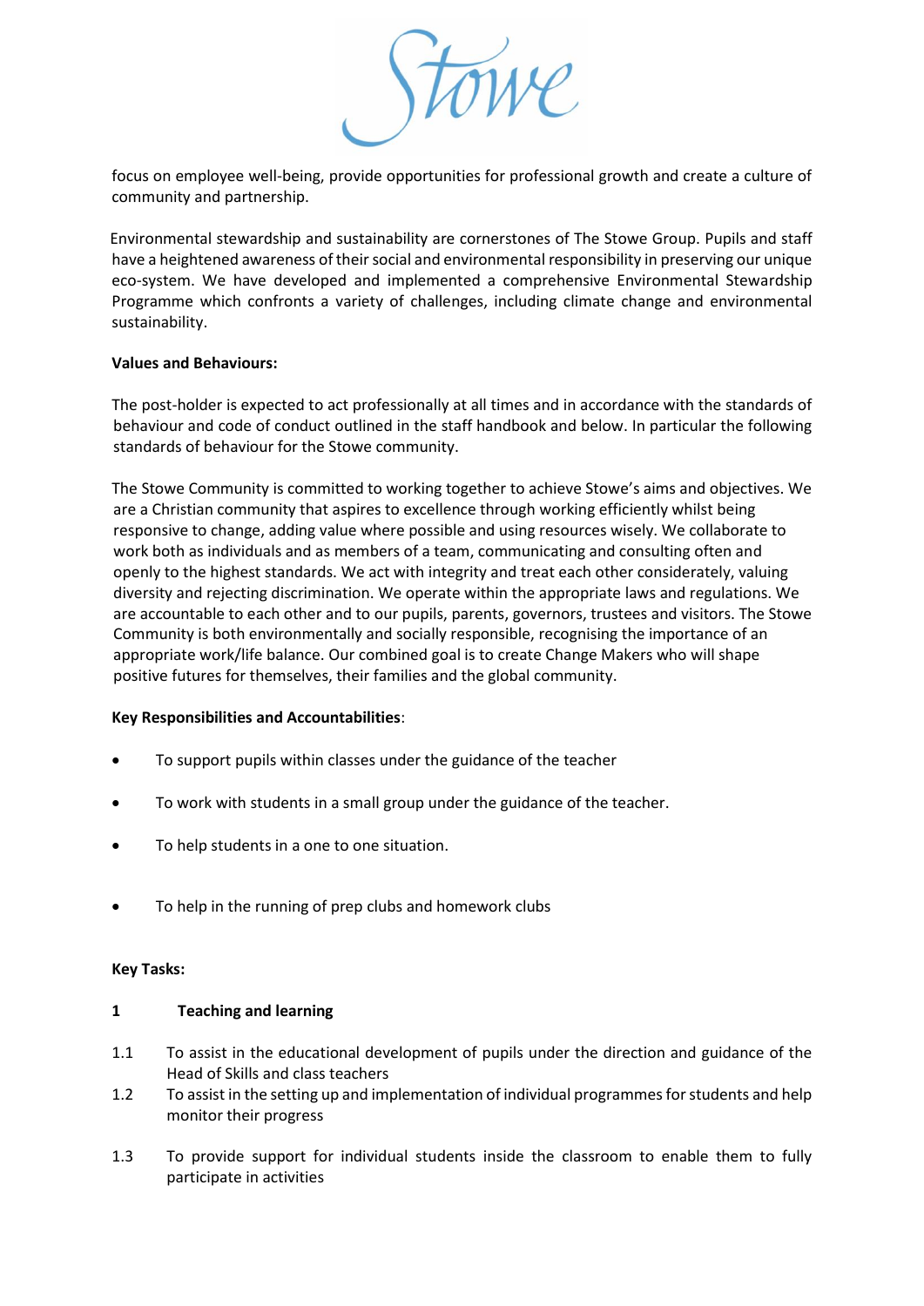focus on employee well-being, provide opportunities for professional growth and create a culture of community and partnership.

Environmental stewardship and sustainability are cornerstones of The Stowe Group. Pupils and staff have a heightened awareness of their social and environmental responsibility in preserving our unique eco-system. We have developed and implemented a comprehensive Environmental Stewardship Programme which confronts a variety of challenges, including climate change and environmental sustainability.

**Values and Behaviours:**

The post-holder is expected to act professionally at all times and in accordance with the standards of behaviour and code of conduct outlined in the staff handbook and below. In particular the following standards of behaviour for the Stowe community.

The Stowe Community is committed to working together to achieve Stowe's aims and objectives. We are a Christian community that aspires to excellence through working efficiently whilst being responsive to change, adding value where possible and using resources wisely. We collaborate to work both as individuals and as members of a team, communicating and consulting often and openly to the highest standards. We act with integrity and treat each other considerately, valuing diversity and rejecting discrimination. We operate within the appropriate laws and regulations. We are accountable to each other and to our pupils, parents, governors, trustees and visitors. The Stowe Community is both environmentally and socially responsible, recognising the importance of an appropriate work/life balance. Our combined goal is to create Change Makers who will shape positive futures for themselves, their families and the global community.

**Key Responsibilities and Accountabilities**:

- To support pupils within classes under the guidance of the teacher
- To work with students in a small group under the guidance of the teacher.
- To help students in a one to one situation.
- To help in the running of prep clubs and homework clubs

**Key Tasks:**

**1 Teaching and learning**

1.1 To assist in the educational development of pupils under the direction and guidance of the Head of Skills and class teachers

1.2 To assist in the setting up and implementation of individual programmes for students and help monitor their progress

1.3 To provide support for individual students inside the classroom to enable them to fully participate in activities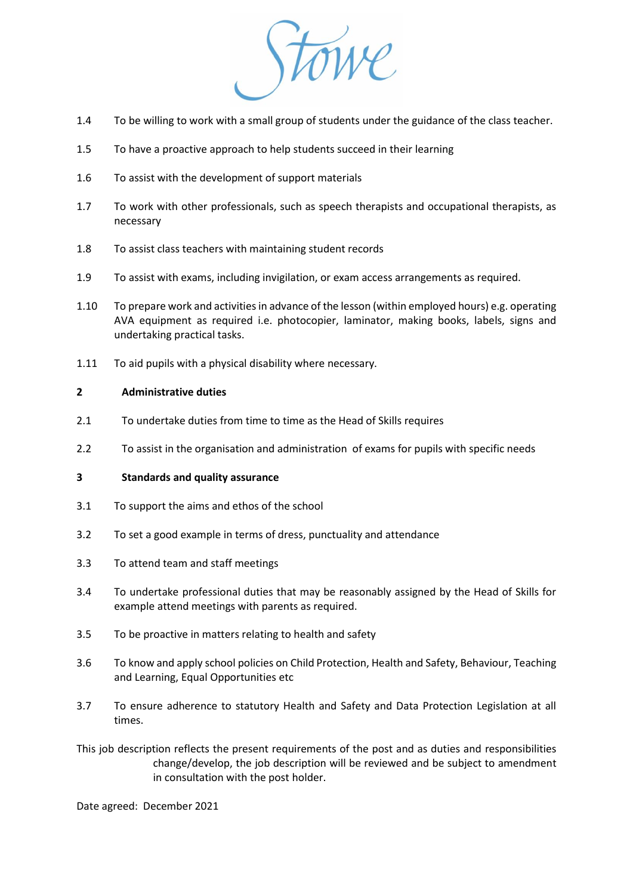1.4 To be willing to work with a small group of students under the guidance of the class teacher.

1.5 To have a proactive approach to help students succeed in their learning

1.6 To assist with the development of support materials

1.7 To work with other professionals, such as speech therapists and occupational therapists, as necessary

1.8 To assist class teachers with maintaining student records

1.9 To assist with exams, including invigilation, or exam access arrangements as required.

1.10 To prepare work and activities in advance of the lesson (within employed hours) e.g. operating AVA equipment as required i.e. photocopier, laminator, making books, labels, signs and undertaking practical tasks.

1.11 To aid pupils with a physical disability where necessary.

**2 Administrative duties**

2.1 To undertake duties from time to time as the Head of Skills requires

2.2 To assist in the organisation and administration of exams for pupils with specific needs

**3 Standards and quality assurance**

3.1 To support the aims and ethos of the school

3.2 To set a good example in terms of dress, punctuality and attendance

3.3 To attend team and staff meetings

3.4 To undertake professional duties that may be reasonably assigned by the Head of Skills for example attend meetings with parents as required.

3.5 To be proactive in matters relating to health and safety

3.6 To know and apply school policies on Child Protection, Health and Safety, Behaviour, Teaching and Learning, Equal Opportunities etc

3.7 To ensure adherence to statutory Health and Safety and Data Protection Legislation at all times.

This job description reflects the present requirements of the post and as duties and responsibilities change/develop, the job description will be reviewed and be subject to amendment in consultation with the post holder.

Date agreed: December 2021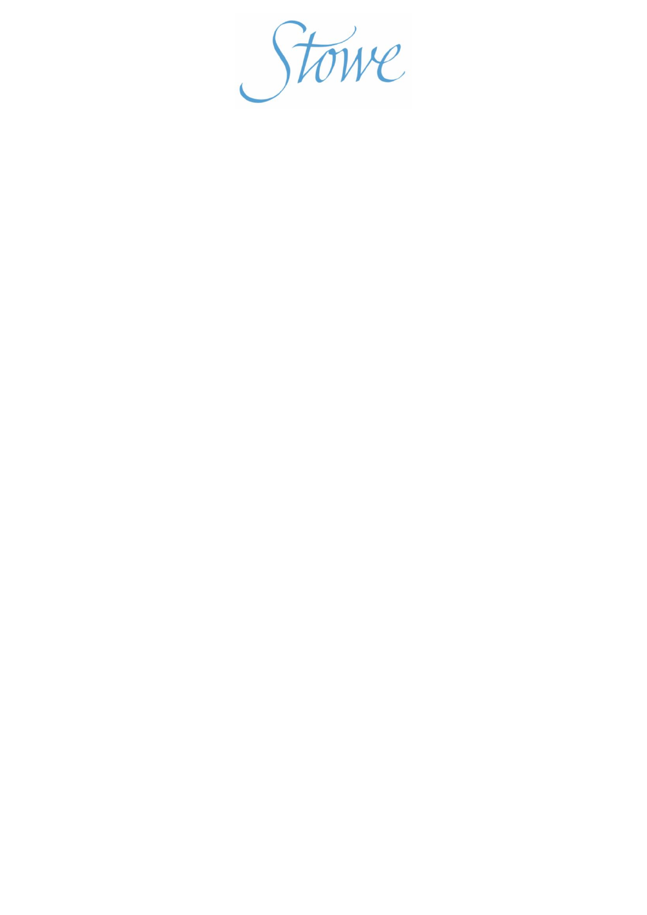Stowe